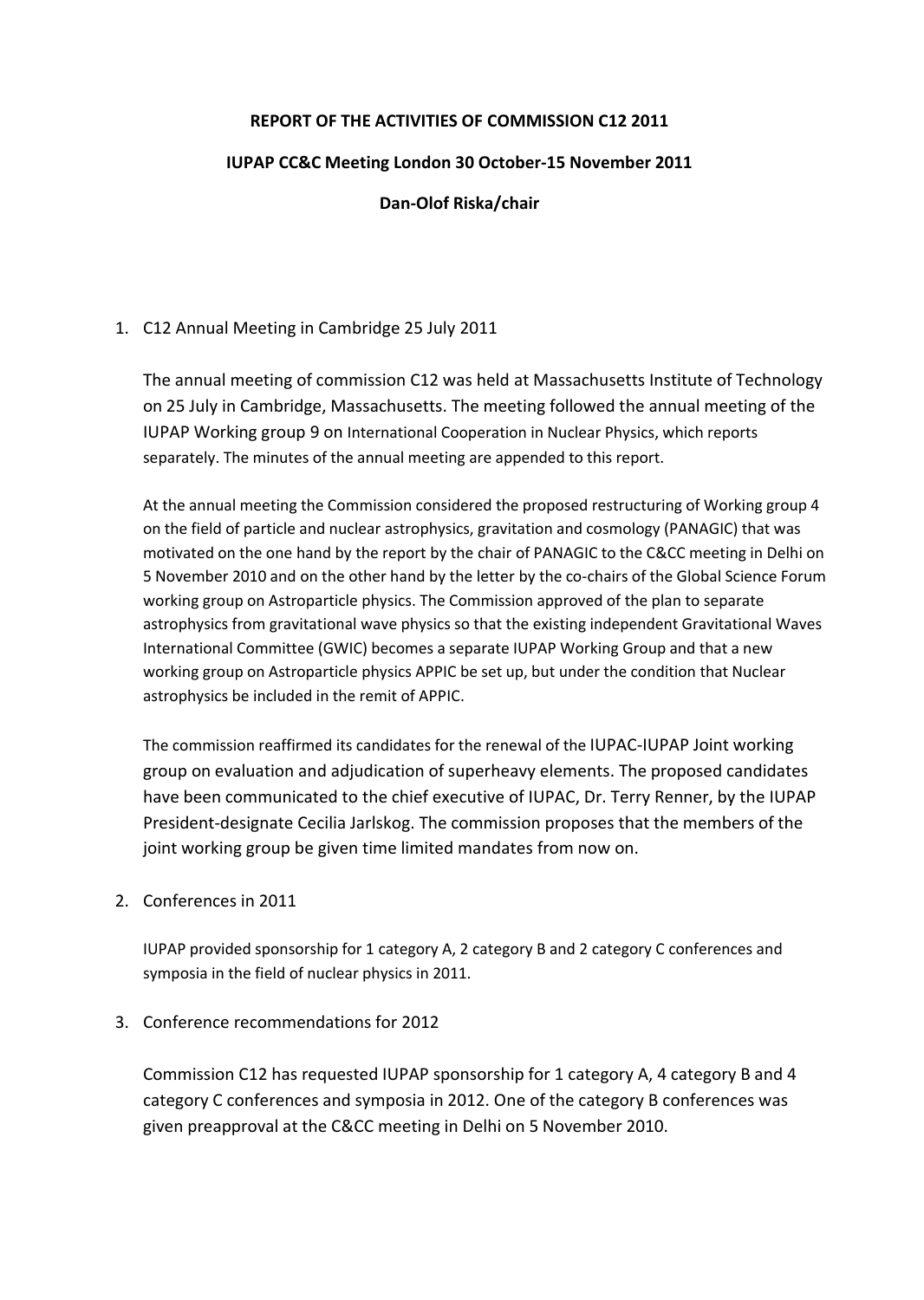**REPORT OF THE ACTIVITIES OF COMMISSION C12 2011**

**IUPAP CC&C Meeting London 30 October-15 November 2011**

**Dan-Olof Riska/chair**

1. C12 Annual Meeting in Cambridge 25 July 2011

   The annual meeting of commission C12 was held at Massachusetts Institute of Technology on 25 July in Cambridge, Massachusetts. The meeting followed the annual meeting of the IUPAP Working group 9 on International Cooperation in Nuclear Physics, which reports separately. The minutes of the annual meeting are appended to this report.

   At the annual meeting the Commission considered the proposed restructuring of Working group 4 on the field of particle and nuclear astrophysics, gravitation and cosmology (PANAGIC) that was motivated on the one hand by the report by the chair of PANAGIC to the C&CC meeting in Delhi on 5 November 2010 and on the other hand by the letter by the co-chairs of the Global Science Forum working group on Astroparticle physics. The Commission approved of the plan to separate astrophysics from gravitational wave physics so that the existing independent Gravitational Waves International Committee (GWIC) becomes a separate IUPAP Working Group and that a new working group on Astroparticle physics APPIC be set up, but under the condition that Nuclear astrophysics be included in the remit of APPIC.

   The commission reaffirmed its candidates for the renewal of the IUPAC-IUPAP Joint working group on evaluation and adjudication of superheavy elements. The proposed candidates have been communicated to the chief executive of IUPAC, Dr. Terry Renner, by the IUPAP President-designate Cecilia Jarlskog. The commission proposes that the members of the joint working group be given time limited mandates from now on.

2. Conferences in 2011

   IUPAP provided sponsorship for 1 category A, 2 category B and 2 category C conferences and symposia in the field of nuclear physics in 2011.

3. Conference recommendations for 2012

   Commission C12 has requested IUPAP sponsorship for 1 category A, 4 category B and 4 category C conferences and symposia in 2012. One of the category B conferences was given preapproval at the C&CC meeting in Delhi on 5 November 2010.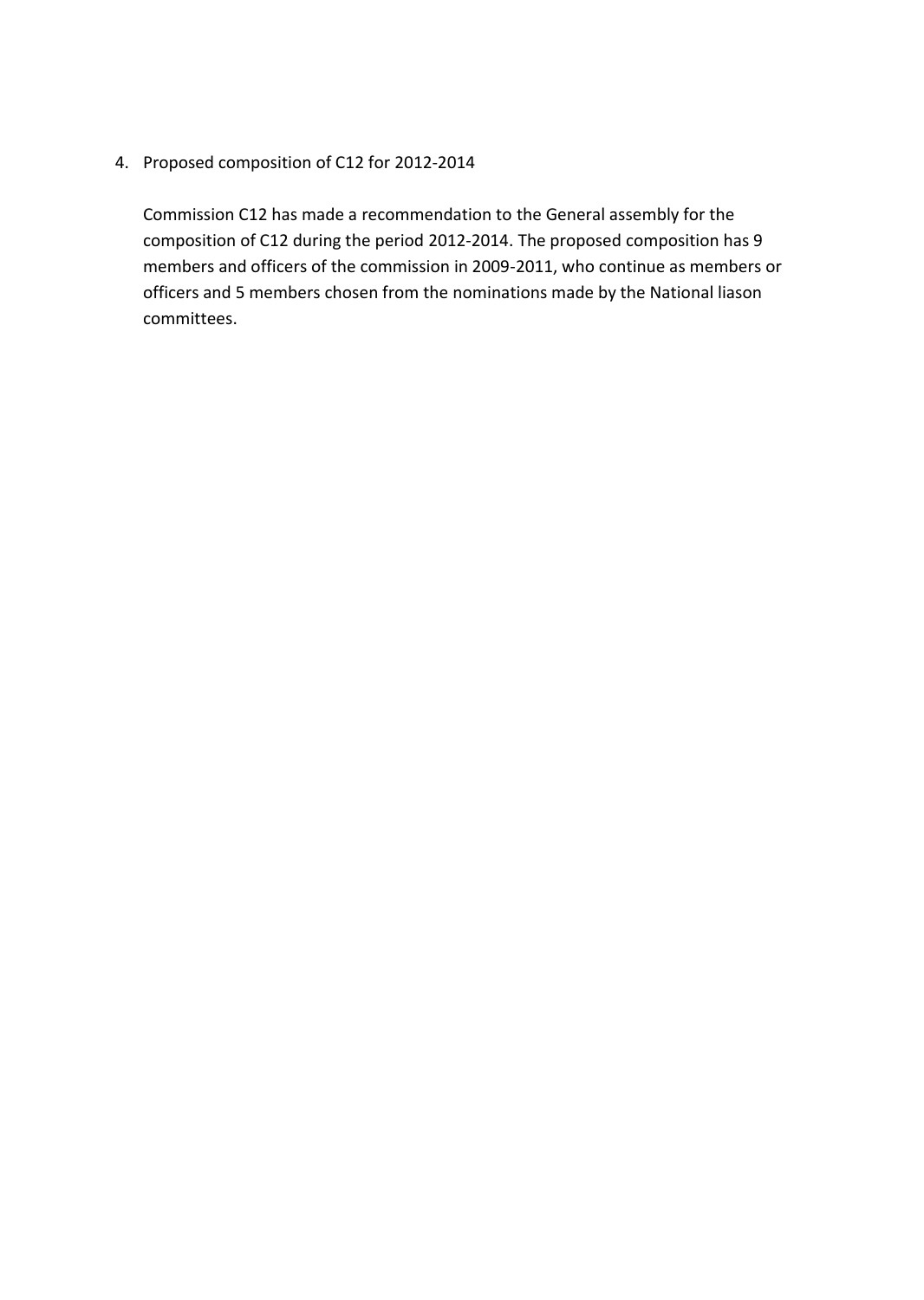4. Proposed composition of C12 for 2012-2014

   Commission C12 has made a recommendation to the General assembly for the composition of C12 during the period 2012-2014. The proposed composition has 9 members and officers of the commission in 2009-2011, who continue as members or officers and 5 members chosen from the nominations made by the National liason committees.